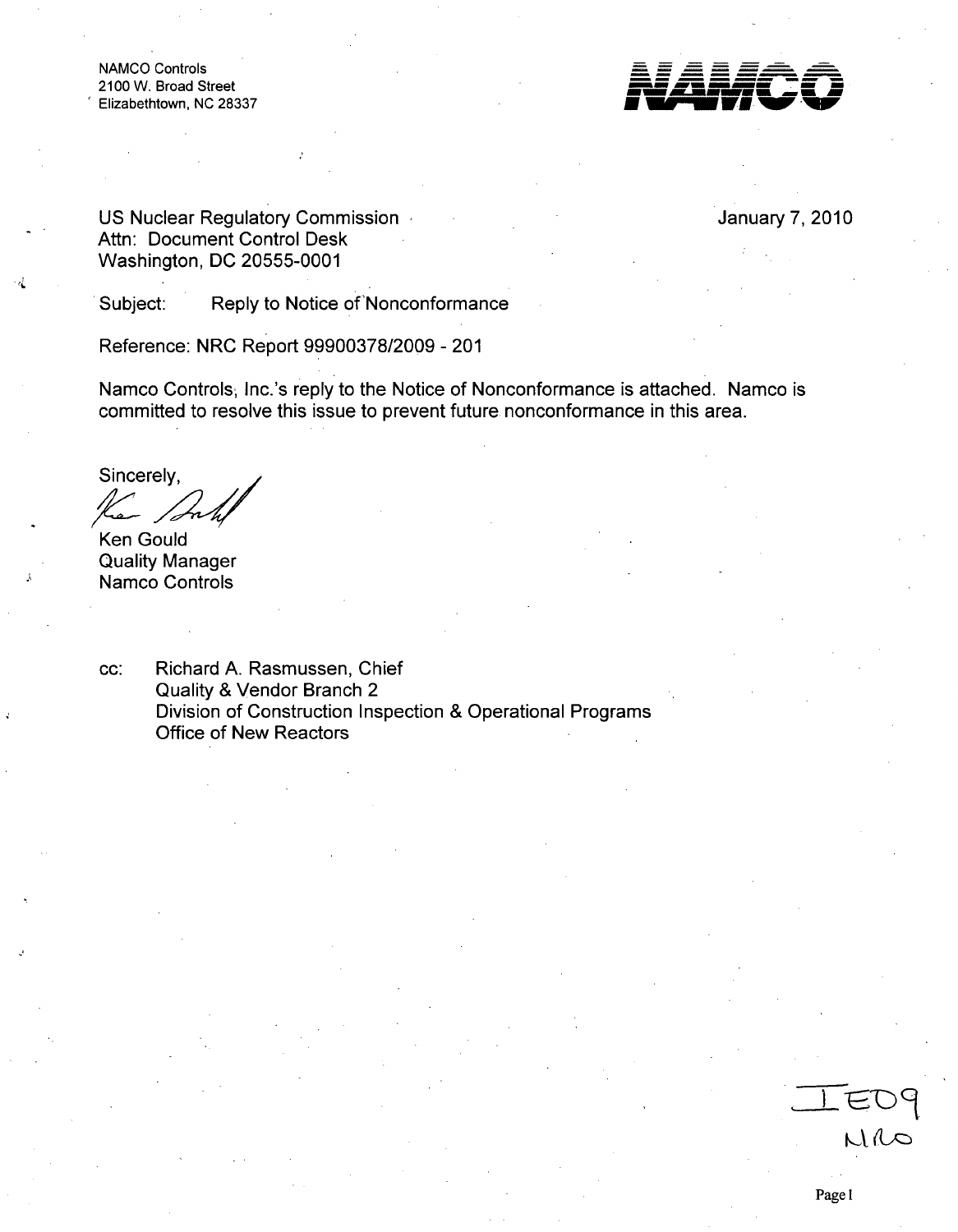NAMCO Controls
2100 W. Broad Street
Elizabethtown, NC 28337

NAMCO

US Nuclear Regulatory Commission
Attn: Document Control Desk
Washington, DC 20555-0001

January 7, 2010

Subject: Reply to Notice of Nonconformance

Reference: NRC Report 99900378/2009 - 201

Namco Controls, Inc.'s reply to the Notice of Nonconformance is attached. Namco is committed to resolve this issue to prevent future nonconformance in this area.

Sincerely,

Ken Gould
Quality Manager
Namco Controls

cc: Richard A. Rasmussen, Chief
Quality & Vendor Branch 2
Division of Construction Inspection & Operational Programs
Office of New Reactors

IE09
NRO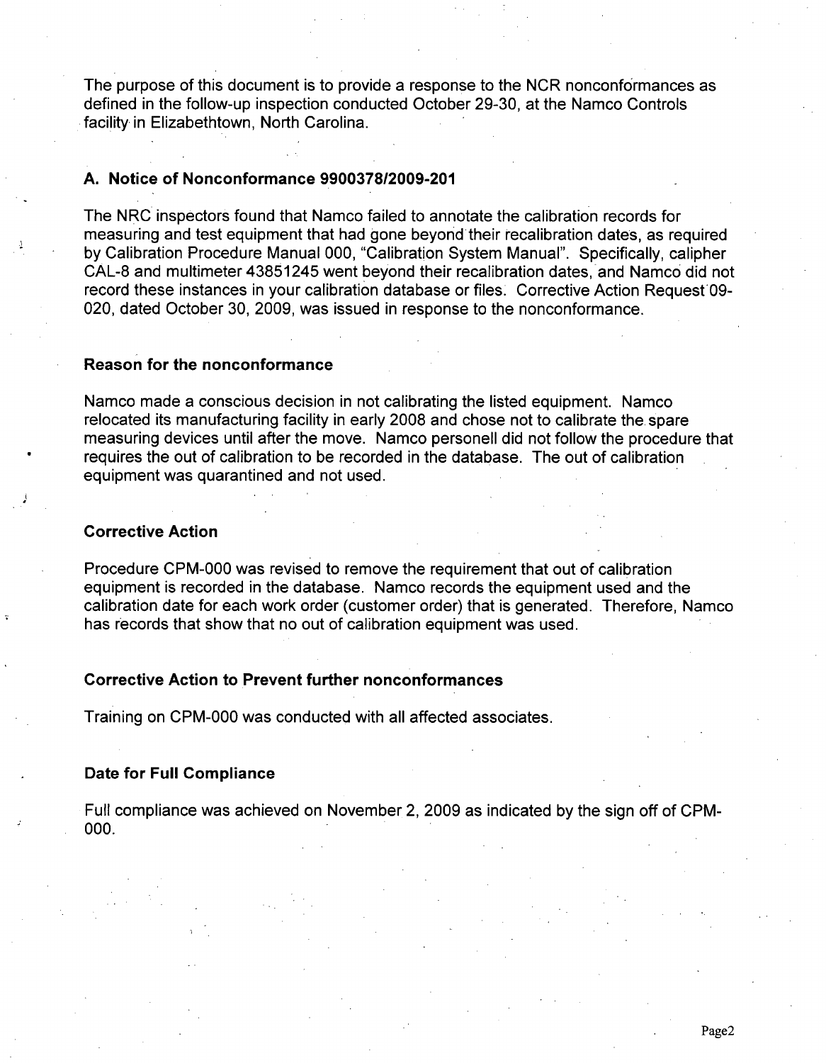The purpose of this document is to provide a response to the NCR nonconformances as defined in the follow-up inspection conducted October 29-30, at the Namco Controls facility in Elizabethtown, North Carolina.

### A. Notice of Nonconformance 99003782009-201

The NRC inspectors found that Namco failed to annotate the calibration records for measuring and test equipment that had gone beyond their recalibration dates, as required by Calibration Procedure Manual 000, "Calibration System Manual". Specifically, calipher CAL-8 and multimeter 43851245 went beyond their recalibration dates, and Namco did not record these instances in your calibration database or files. Corrective Action Request 09-020, dated October 30, 2009, was issued in response to the nonconformance.

#### Reason for the nonconformance

Namco made a conscious decision in not calibrating the listed equipment. Namco relocated its manufacturing facility in early 2008 and chose not to calibrate the spare measuring devices until after the move. Namco personell did not follow the procedure that requires the out of calibration to be recorded in the database. The out of calibration equipment was quarantined and not used.

#### Corrective Action

Procedure CPM-000 was revised to remove the requirement that out of calibration equipment is recorded in the database. Namco records the equipment used and the calibration date for each work order (customer order) that is generated. Therefore, Namco has records that show that no out of calibration equipment was used.

#### Corrective Action to Prevent further nonconformances

Training on CPM-000 was conducted with all affected associates.

#### Date for Full Compliance

Full compliance was achieved on November 2, 2009 as indicated by the sign off of CPM-000.